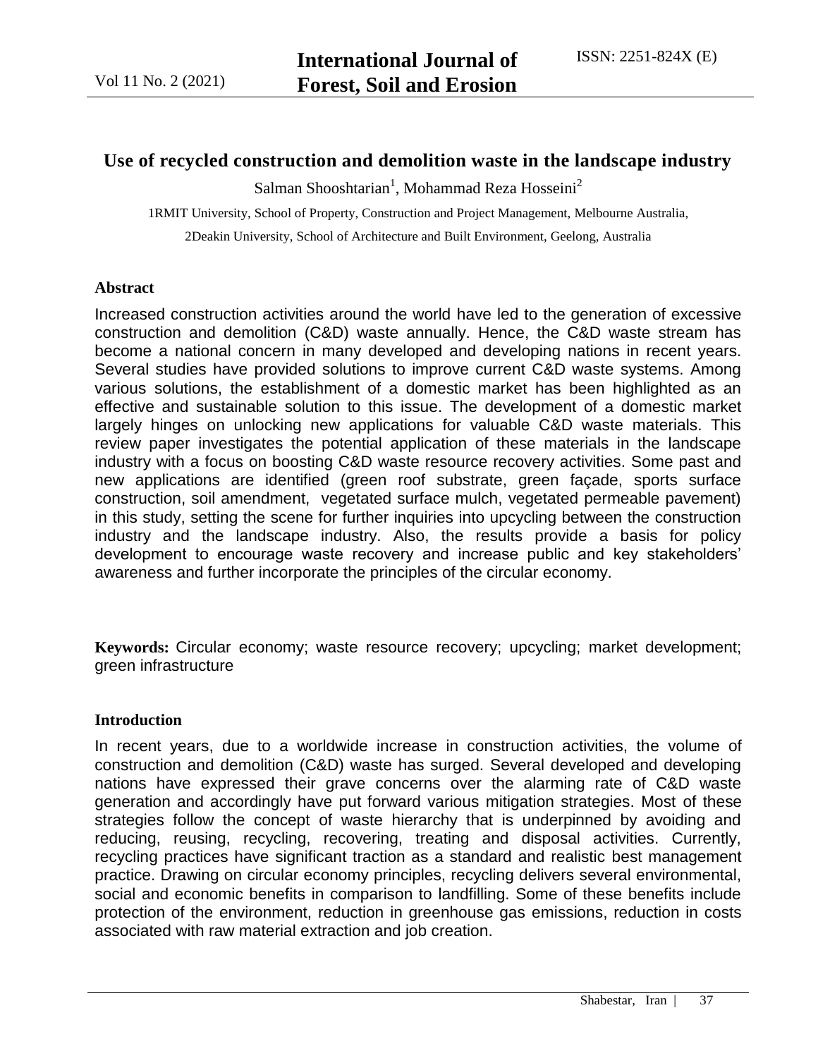# Use of recycled construction and demolition waste in the landscape industry

Salman Shooshtarian[1], Mohammad Reza Hosseini[2]

1RMIT University, School of Property, Construction and Project Management, Melbourne Australia,

2Deakin University, School of Architecture and Built Environment, Geelong, Australia

## Abstract

Increased construction activities around the world have led to the generation of excessive construction and demolition (C&D) waste annually. Hence, the C&D waste stream has become a national concern in many developed and developing nations in recent years. Several studies have provided solutions to improve current C&D waste systems. Among various solutions, the establishment of a domestic market has been highlighted as an effective and sustainable solution to this issue. The development of a domestic market largely hinges on unlocking new applications for valuable C&D waste materials. This review paper investigates the potential application of these materials in the landscape industry with a focus on boosting C&D waste resource recovery activities. Some past and new applications are identified (green roof substrate, green façade, sports surface construction, soil amendment, vegetated surface mulch, vegetated permeable pavement) in this study, setting the scene for further inquiries into upcycling between the construction industry and the landscape industry. Also, the results provide a basis for policy development to encourage waste recovery and increase public and key stakeholders' awareness and further incorporate the principles of the circular economy.

**Keywords:** Circular economy; waste resource recovery; upcycling; market development; green infrastructure

## Introduction

In recent years, due to a worldwide increase in construction activities, the volume of construction and demolition (C&D) waste has surged. Several developed and developing nations have expressed their grave concerns over the alarming rate of C&D waste generation and accordingly have put forward various mitigation strategies. Most of these strategies follow the concept of waste hierarchy that is underpinned by avoiding and reducing, reusing, recycling, recovering, treating and disposal activities. Currently, recycling practices have significant traction as a standard and realistic best management practice. Drawing on circular economy principles, recycling delivers several environmental, social and economic benefits in comparison to landfilling. Some of these benefits include protection of the environment, reduction in greenhouse gas emissions, reduction in costs associated with raw material extraction and job creation.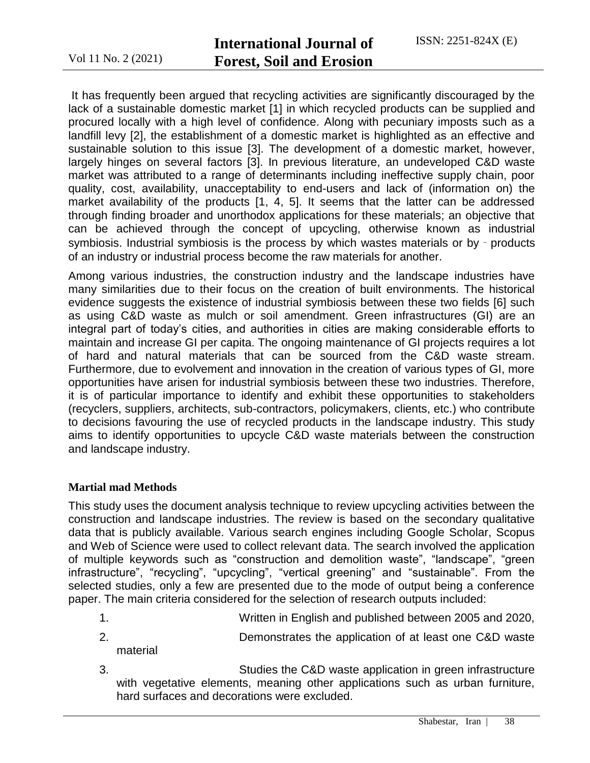It has frequently been argued that recycling activities are significantly discouraged by the lack of a sustainable domestic market [1] in which recycled products can be supplied and procured locally with a high level of confidence. Along with pecuniary imposts such as a landfill levy [2], the establishment of a domestic market is highlighted as an effective and sustainable solution to this issue [3]. The development of a domestic market, however, largely hinges on several factors [3]. In previous literature, an undeveloped C&D waste market was attributed to a range of determinants including ineffective supply chain, poor quality, cost, availability, unacceptability to end-users and lack of (information on) the market availability of the products [1, 4, 5]. It seems that the latter can be addressed through finding broader and unorthodox applications for these materials; an objective that can be achieved through the concept of upcycling, otherwise known as industrial symbiosis. Industrial symbiosis is the process by which wastes materials or by‐products of an industry or industrial process become the raw materials for another.

Among various industries, the construction industry and the landscape industries have many similarities due to their focus on the creation of built environments. The historical evidence suggests the existence of industrial symbiosis between these two fields [6] such as using C&D waste as mulch or soil amendment. Green infrastructures (GI) are an integral part of today's cities, and authorities in cities are making considerable efforts to maintain and increase GI per capita. The ongoing maintenance of GI projects requires a lot of hard and natural materials that can be sourced from the C&D waste stream. Furthermore, due to evolvement and innovation in the creation of various types of GI, more opportunities have arisen for industrial symbiosis between these two industries. Therefore, it is of particular importance to identify and exhibit these opportunities to stakeholders (recyclers, suppliers, architects, sub-contractors, policymakers, clients, etc.) who contribute to decisions favouring the use of recycled products in the landscape industry. This study aims to identify opportunities to upcycle C&D waste materials between the construction and landscape industry.

## Martial mad Methods

This study uses the document analysis technique to review upcycling activities between the construction and landscape industries. The review is based on the secondary qualitative data that is publicly available. Various search engines including Google Scholar, Scopus and Web of Science were used to collect relevant data. The search involved the application of multiple keywords such as "construction and demolition waste", "landscape", "green infrastructure", "recycling", "upcycling", "vertical greening" and "sustainable". From the selected studies, only a few are presented due to the mode of output being a conference paper. The main criteria considered for the selection of research outputs included:

1. Written in English and published between 2005 and 2020,
2. Demonstrates the application of at least one C&D waste material
3. Studies the C&D waste application in green infrastructure with vegetative elements, meaning other applications such as urban furniture, hard surfaces and decorations were excluded.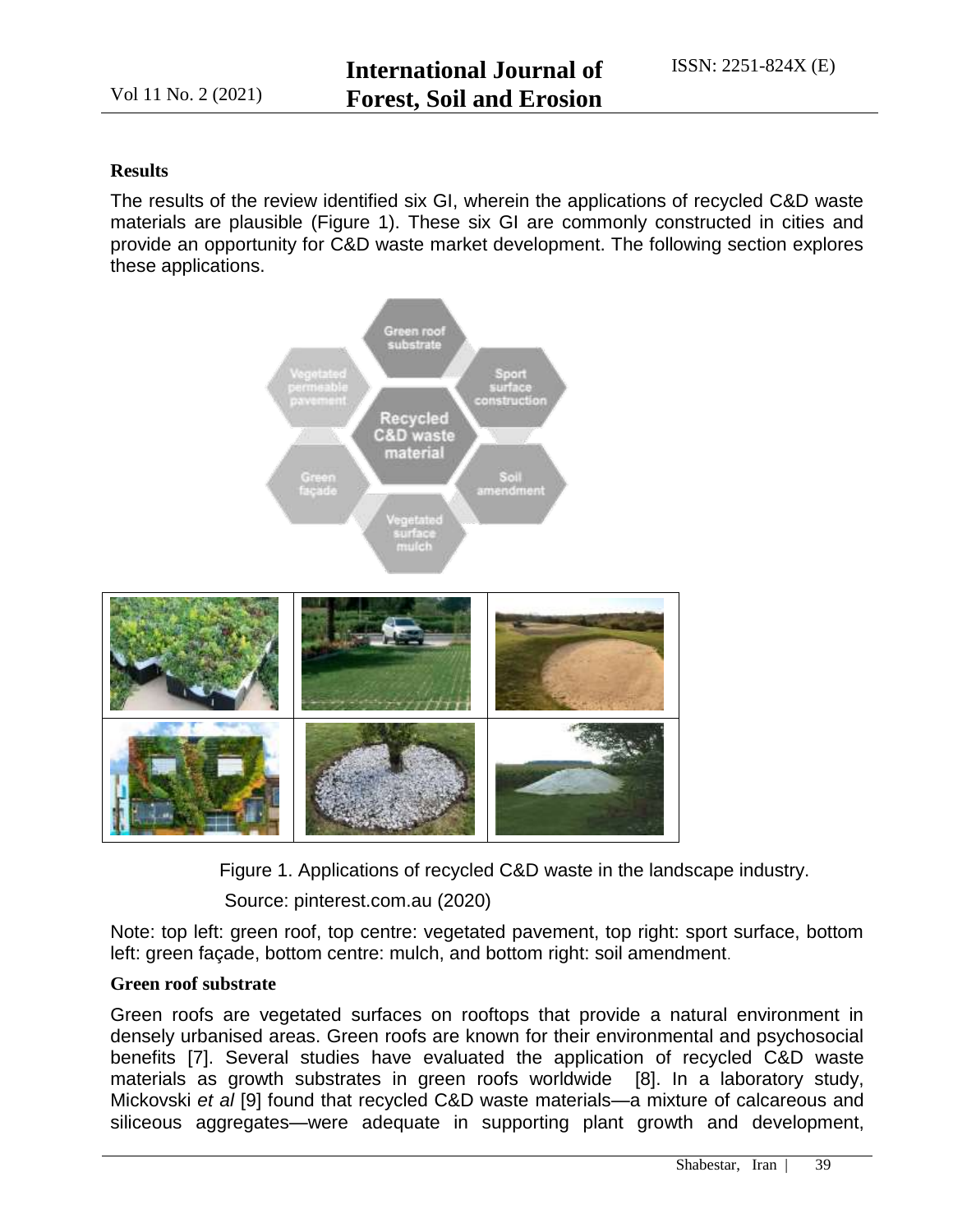## Results

The results of the review identified six GI, wherein the applications of recycled C&D waste materials are plausible (Figure 1). These six GI are commonly constructed in cities and provide an opportunity for C&D waste market development. The following section explores these applications.

Figure 1. Applications of recycled C&D waste in the landscape industry.

Source: pinterest.com.au (2020)

Note: top left: green roof, top centre: vegetated pavement, top right: sport surface, bottom left: green façade, bottom centre: mulch, and bottom right: soil amendment.

### Green roof substrate

Green roofs are vegetated surfaces on rooftops that provide a natural environment in densely urbanised areas. Green roofs are known for their environmental and psychosocial benefits [7]. Several studies have evaluated the application of recycled C&D waste materials as growth substrates in green roofs worldwide [8]. In a laboratory study, Mickovski *et al* [9] found that recycled C&D waste materials—a mixture of calcareous and siliceous aggregates—were adequate in supporting plant growth and development,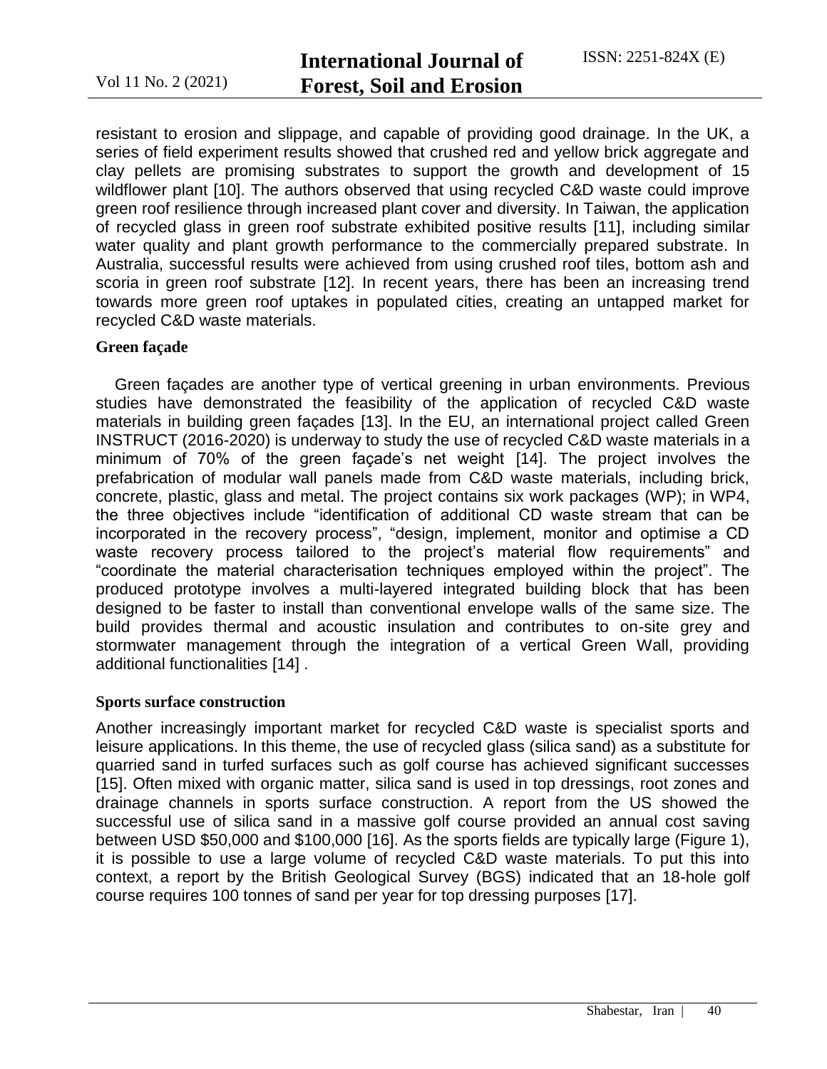resistant to erosion and slippage, and capable of providing good drainage. In the UK, a series of field experiment results showed that crushed red and yellow brick aggregate and clay pellets are promising substrates to support the growth and development of 15 wildflower plant [10]. The authors observed that using recycled C&D waste could improve green roof resilience through increased plant cover and diversity. In Taiwan, the application of recycled glass in green roof substrate exhibited positive results [11], including similar water quality and plant growth performance to the commercially prepared substrate. In Australia, successful results were achieved from using crushed roof tiles, bottom ash and scoria in green roof substrate [12]. In recent years, there has been an increasing trend towards more green roof uptakes in populated cities, creating an untapped market for recycled C&D waste materials.

### Green façade

Green façades are another type of vertical greening in urban environments. Previous studies have demonstrated the feasibility of the application of recycled C&D waste materials in building green façades [13]. In the EU, an international project called Green INSTRUCT (2016-2020) is underway to study the use of recycled C&D waste materials in a minimum of 70% of the green façade's net weight [14]. The project involves the prefabrication of modular wall panels made from C&D waste materials, including brick, concrete, plastic, glass and metal. The project contains six work packages (WP); in WP4, the three objectives include "identification of additional CD waste stream that can be incorporated in the recovery process", "design, implement, monitor and optimise a CD waste recovery process tailored to the project's material flow requirements" and "coordinate the material characterisation techniques employed within the project". The produced prototype involves a multi-layered integrated building block that has been designed to be faster to install than conventional envelope walls of the same size. The build provides thermal and acoustic insulation and contributes to on-site grey and stormwater management through the integration of a vertical Green Wall, providing additional functionalities [14] .

### Sports surface construction

Another increasingly important market for recycled C&D waste is specialist sports and leisure applications. In this theme, the use of recycled glass (silica sand) as a substitute for quarried sand in turfed surfaces such as golf course has achieved significant successes [15]. Often mixed with organic matter, silica sand is used in top dressings, root zones and drainage channels in sports surface construction. A report from the US showed the successful use of silica sand in a massive golf course provided an annual cost saving between USD $50,000 and $100,000 [16]. As the sports fields are typically large (Figure 1), it is possible to use a large volume of recycled C&D waste materials. To put this into context, a report by the British Geological Survey (BGS) indicated that an 18-hole golf course requires 100 tonnes of sand per year for top dressing purposes [17].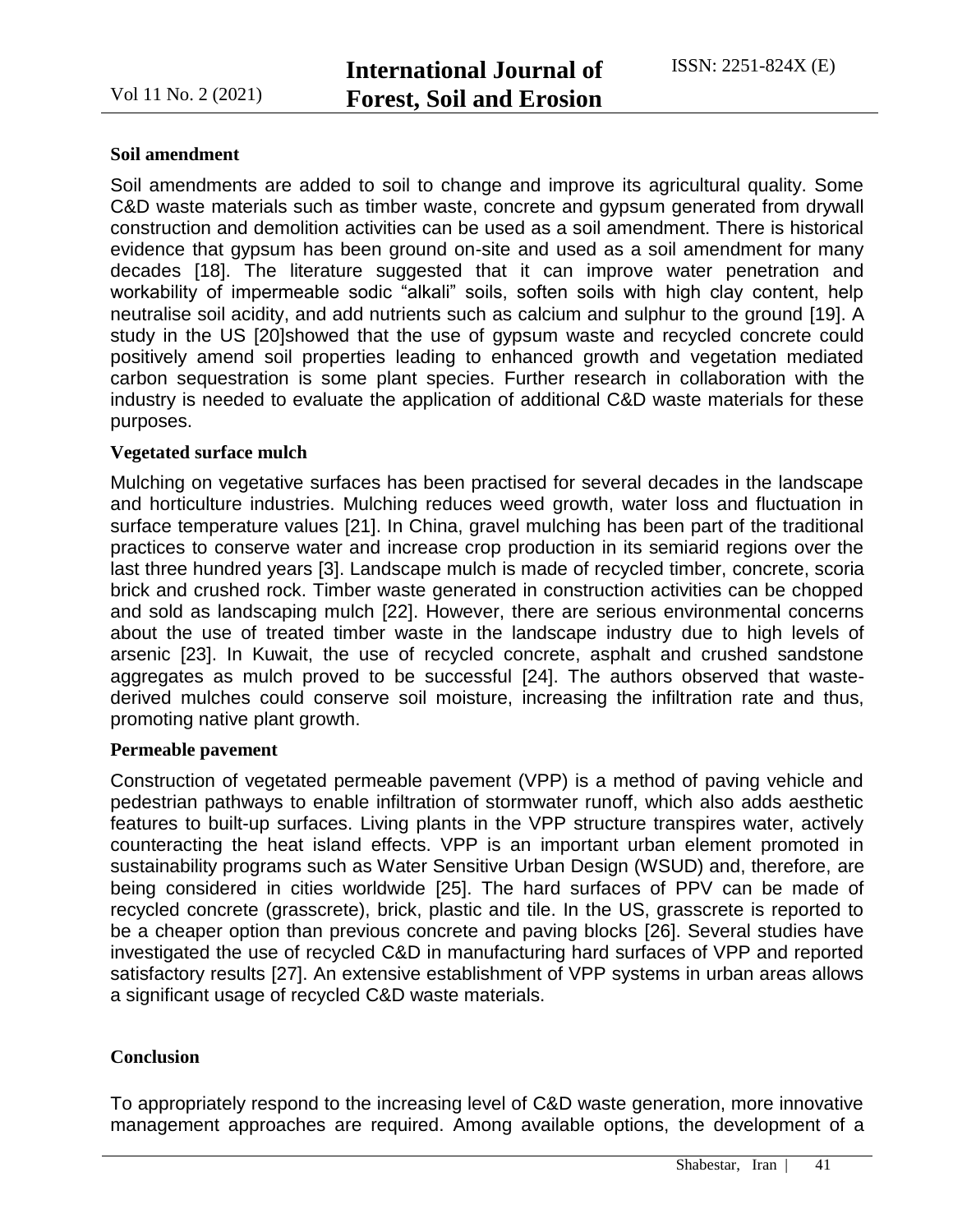### Soil amendment

Soil amendments are added to soil to change and improve its agricultural quality. Some C&D waste materials such as timber waste, concrete and gypsum generated from drywall construction and demolition activities can be used as a soil amendment. There is historical evidence that gypsum has been ground on-site and used as a soil amendment for many decades [18]. The literature suggested that it can improve water penetration and workability of impermeable sodic “alkali” soils, soften soils with high clay content, help neutralise soil acidity, and add nutrients such as calcium and sulphur to the ground [19]. A study in the US [20]showed that the use of gypsum waste and recycled concrete could positively amend soil properties leading to enhanced growth and vegetation mediated carbon sequestration is some plant species. Further research in collaboration with the industry is needed to evaluate the application of additional C&D waste materials for these purposes.

### Vegetated surface mulch

Mulching on vegetative surfaces has been practised for several decades in the landscape and horticulture industries. Mulching reduces weed growth, water loss and fluctuation in surface temperature values [21]. In China, gravel mulching has been part of the traditional practices to conserve water and increase crop production in its semiarid regions over the last three hundred years [3]. Landscape mulch is made of recycled timber, concrete, scoria brick and crushed rock. Timber waste generated in construction activities can be chopped and sold as landscaping mulch [22]. However, there are serious environmental concerns about the use of treated timber waste in the landscape industry due to high levels of arsenic [23]. In Kuwait, the use of recycled concrete, asphalt and crushed sandstone aggregates as mulch proved to be successful [24]. The authors observed that waste-derived mulches could conserve soil moisture, increasing the infiltration rate and thus, promoting native plant growth.

### Permeable pavement

Construction of vegetated permeable pavement (VPP) is a method of paving vehicle and pedestrian pathways to enable infiltration of stormwater runoff, which also adds aesthetic features to built-up surfaces. Living plants in the VPP structure transpires water, actively counteracting the heat island effects. VPP is an important urban element promoted in sustainability programs such as Water Sensitive Urban Design (WSUD) and, therefore, are being considered in cities worldwide [25]. The hard surfaces of PPV can be made of recycled concrete (grasscrete), brick, plastic and tile. In the US, grasscrete is reported to be a cheaper option than previous concrete and paving blocks [26]. Several studies have investigated the use of recycled C&D in manufacturing hard surfaces of VPP and reported satisfactory results [27]. An extensive establishment of VPP systems in urban areas allows a significant usage of recycled C&D waste materials.

## Conclusion

To appropriately respond to the increasing level of C&D waste generation, more innovative management approaches are required. Among available options, the development of a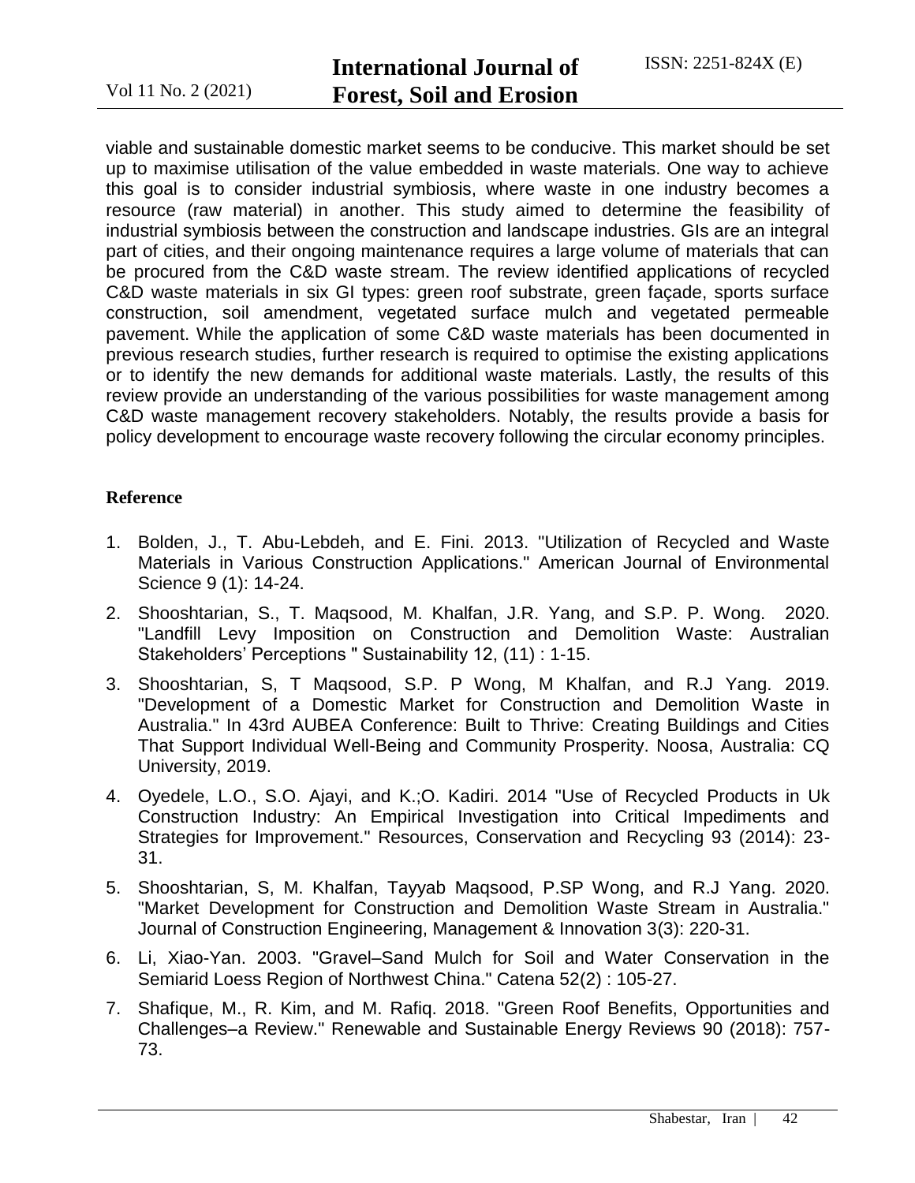viable and sustainable domestic market seems to be conducive. This market should be set up to maximise utilisation of the value embedded in waste materials. One way to achieve this goal is to consider industrial symbiosis, where waste in one industry becomes a resource (raw material) in another. This study aimed to determine the feasibility of industrial symbiosis between the construction and landscape industries. GIs are an integral part of cities, and their ongoing maintenance requires a large volume of materials that can be procured from the C&D waste stream. The review identified applications of recycled C&D waste materials in six GI types: green roof substrate, green façade, sports surface construction, soil amendment, vegetated surface mulch and vegetated permeable pavement. While the application of some C&D waste materials has been documented in previous research studies, further research is required to optimise the existing applications or to identify the new demands for additional waste materials. Lastly, the results of this review provide an understanding of the various possibilities for waste management among C&D waste management recovery stakeholders. Notably, the results provide a basis for policy development to encourage waste recovery following the circular economy principles.

## Reference

1. Bolden, J., T. Abu-Lebdeh, and E. Fini. 2013. "Utilization of Recycled and Waste Materials in Various Construction Applications." American Journal of Environmental Science 9 (1): 14-24.
2. Shooshtarian, S., T. Maqsood, M. Khalfan, J.R. Yang, and S.P. P. Wong. 2020. "Landfill Levy Imposition on Construction and Demolition Waste: Australian Stakeholders' Perceptions " Sustainability 12, (11) : 1-15.
3. Shooshtarian, S, T Maqsood, S.P. P Wong, M Khalfan, and R.J Yang. 2019. "Development of a Domestic Market for Construction and Demolition Waste in Australia." In 43rd AUBEA Conference: Built to Thrive: Creating Buildings and Cities That Support Individual Well-Being and Community Prosperity. Noosa, Australia: CQ University, 2019.
4. Oyedele, L.O., S.O. Ajayi, and K.;O. Kadiri. 2014 "Use of Recycled Products in Uk Construction Industry: An Empirical Investigation into Critical Impediments and Strategies for Improvement." Resources, Conservation and Recycling 93 (2014): 23-31.
5. Shooshtarian, S, M. Khalfan, Tayyab Maqsood, P.SP Wong, and R.J Yang. 2020. "Market Development for Construction and Demolition Waste Stream in Australia." Journal of Construction Engineering, Management & Innovation 3(3): 220-31.
6. Li, Xiao-Yan. 2003. "Gravel–Sand Mulch for Soil and Water Conservation in the Semiarid Loess Region of Northwest China." Catena 52(2) : 105-27.
7. Shafique, M., R. Kim, and M. Rafiq. 2018. "Green Roof Benefits, Opportunities and Challenges–a Review." Renewable and Sustainable Energy Reviews 90 (2018): 757-73.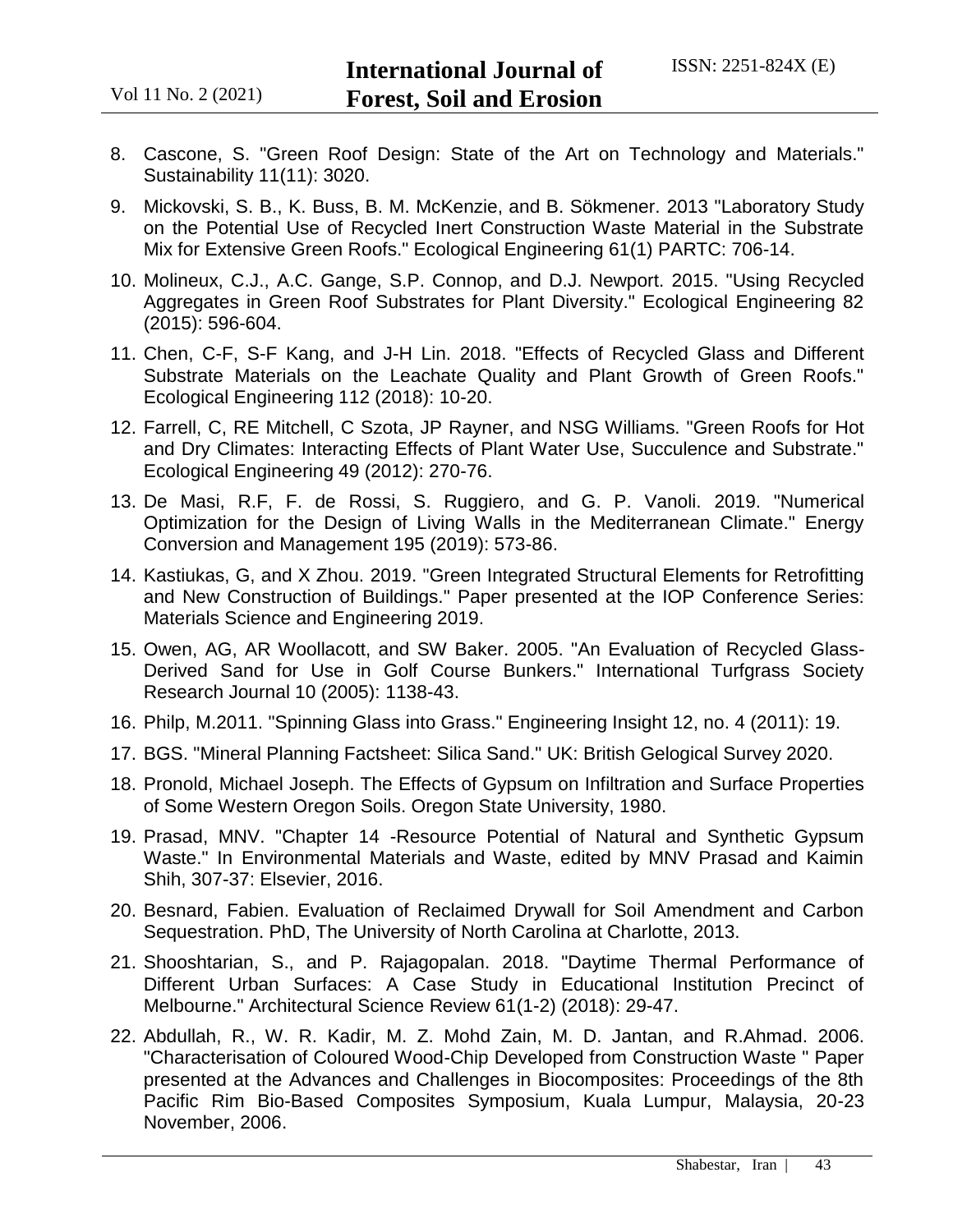8. Cascone, S. "Green Roof Design: State of the Art on Technology and Materials." Sustainability 11(11): 3020.
9. Mickovski, S. B., K. Buss, B. M. McKenzie, and B. Sökmener. 2013 "Laboratory Study on the Potential Use of Recycled Inert Construction Waste Material in the Substrate Mix for Extensive Green Roofs." Ecological Engineering 61(1) PARTC: 706-14.
10. Molineux, C.J., A.C. Gange, S.P. Connop, and D.J. Newport. 2015. "Using Recycled Aggregates in Green Roof Substrates for Plant Diversity." Ecological Engineering 82 (2015): 596-604.
11. Chen, C-F, S-F Kang, and J-H Lin. 2018. "Effects of Recycled Glass and Different Substrate Materials on the Leachate Quality and Plant Growth of Green Roofs." Ecological Engineering 112 (2018): 10-20.
12. Farrell, C, RE Mitchell, C Szota, JP Rayner, and NSG Williams. "Green Roofs for Hot and Dry Climates: Interacting Effects of Plant Water Use, Succulence and Substrate." Ecological Engineering 49 (2012): 270-76.
13. De Masi, R.F, F. de Rossi, S. Ruggiero, and G. P. Vanoli. 2019. "Numerical Optimization for the Design of Living Walls in the Mediterranean Climate." Energy Conversion and Management 195 (2019): 573-86.
14. Kastiukas, G, and X Zhou. 2019. "Green Integrated Structural Elements for Retrofitting and New Construction of Buildings." Paper presented at the IOP Conference Series: Materials Science and Engineering 2019.
15. Owen, AG, AR Woollacott, and SW Baker. 2005. "An Evaluation of Recycled Glass-Derived Sand for Use in Golf Course Bunkers." International Turfgrass Society Research Journal 10 (2005): 1138-43.
16. Philp, M.2011. "Spinning Glass into Grass." Engineering Insight 12, no. 4 (2011): 19.
17. BGS. "Mineral Planning Factsheet: Silica Sand." UK: British Gelogical Survey 2020.
18. Pronold, Michael Joseph. The Effects of Gypsum on Infiltration and Surface Properties of Some Western Oregon Soils. Oregon State University, 1980.
19. Prasad, MNV. "Chapter 14 -Resource Potential of Natural and Synthetic Gypsum Waste." In Environmental Materials and Waste, edited by MNV Prasad and Kaimin Shih, 307-37: Elsevier, 2016.
20. Besnard, Fabien. Evaluation of Reclaimed Drywall for Soil Amendment and Carbon Sequestration. PhD, The University of North Carolina at Charlotte, 2013.
21. Shooshtarian, S., and P. Rajagopalan. 2018. "Daytime Thermal Performance of Different Urban Surfaces: A Case Study in Educational Institution Precinct of Melbourne." Architectural Science Review 61(1-2) (2018): 29-47.
22. Abdullah, R., W. R. Kadir, M. Z. Mohd Zain, M. D. Jantan, and R.Ahmad. 2006. "Characterisation of Coloured Wood-Chip Developed from Construction Waste " Paper presented at the Advances and Challenges in Biocomposites: Proceedings of the 8th Pacific Rim Bio-Based Composites Symposium, Kuala Lumpur, Malaysia, 20-23 November, 2006.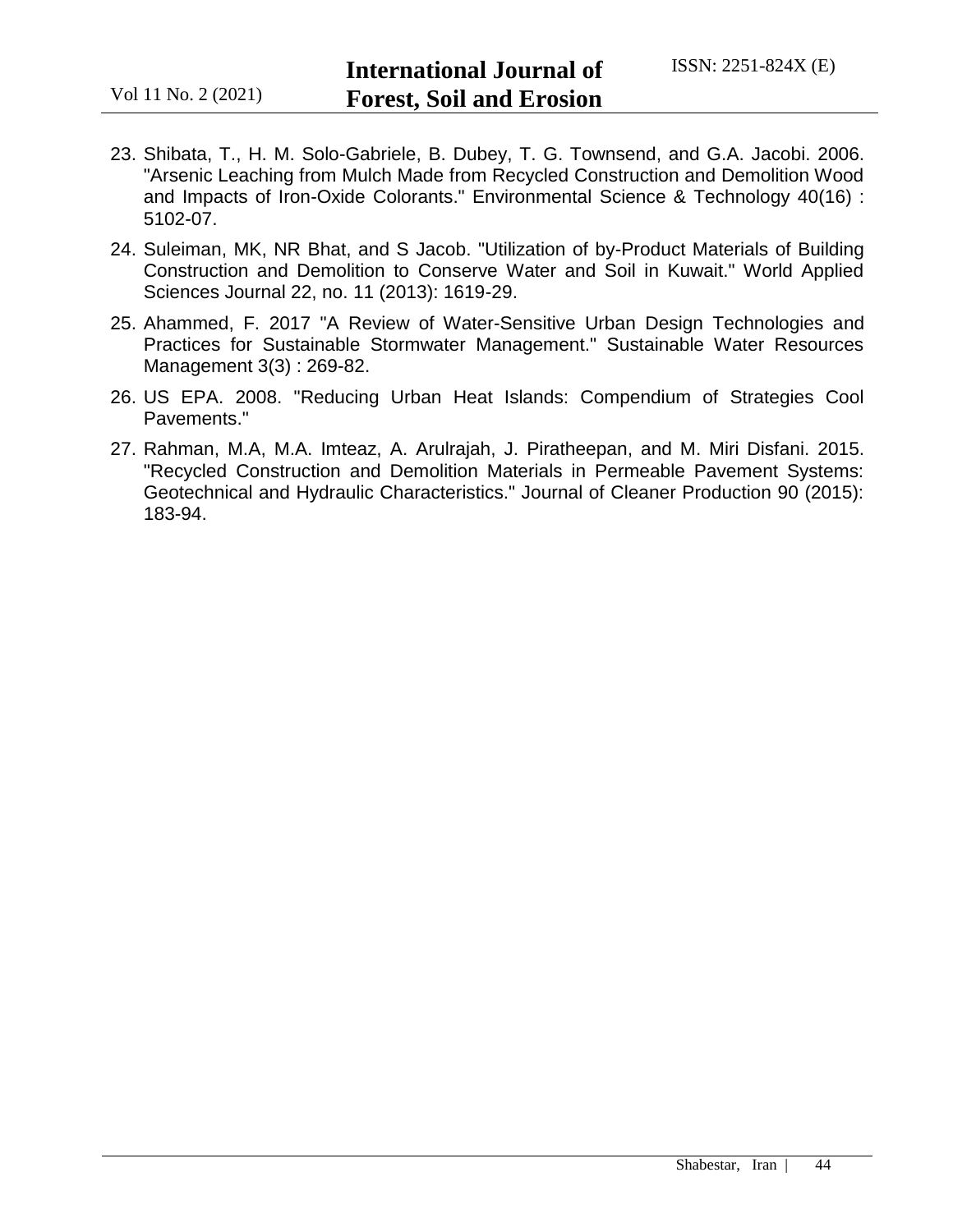23. Shibata, T., H. M. Solo-Gabriele, B. Dubey, T. G. Townsend, and G.A. Jacobi. 2006. "Arsenic Leaching from Mulch Made from Recycled Construction and Demolition Wood and Impacts of Iron-Oxide Colorants." Environmental Science & Technology 40(16) : 5102-07.
24. Suleiman, MK, NR Bhat, and S Jacob. "Utilization of by-Product Materials of Building Construction and Demolition to Conserve Water and Soil in Kuwait." World Applied Sciences Journal 22, no. 11 (2013): 1619-29.
25. Ahammed, F. 2017 "A Review of Water-Sensitive Urban Design Technologies and Practices for Sustainable Stormwater Management." Sustainable Water Resources Management 3(3) : 269-82.
26. US EPA. 2008. "Reducing Urban Heat Islands: Compendium of Strategies Cool Pavements."
27. Rahman, M.A, M.A. Imteaz, A. Arulrajah, J. Piratheepan, and M. Miri Disfani. 2015. "Recycled Construction and Demolition Materials in Permeable Pavement Systems: Geotechnical and Hydraulic Characteristics." Journal of Cleaner Production 90 (2015): 183-94.